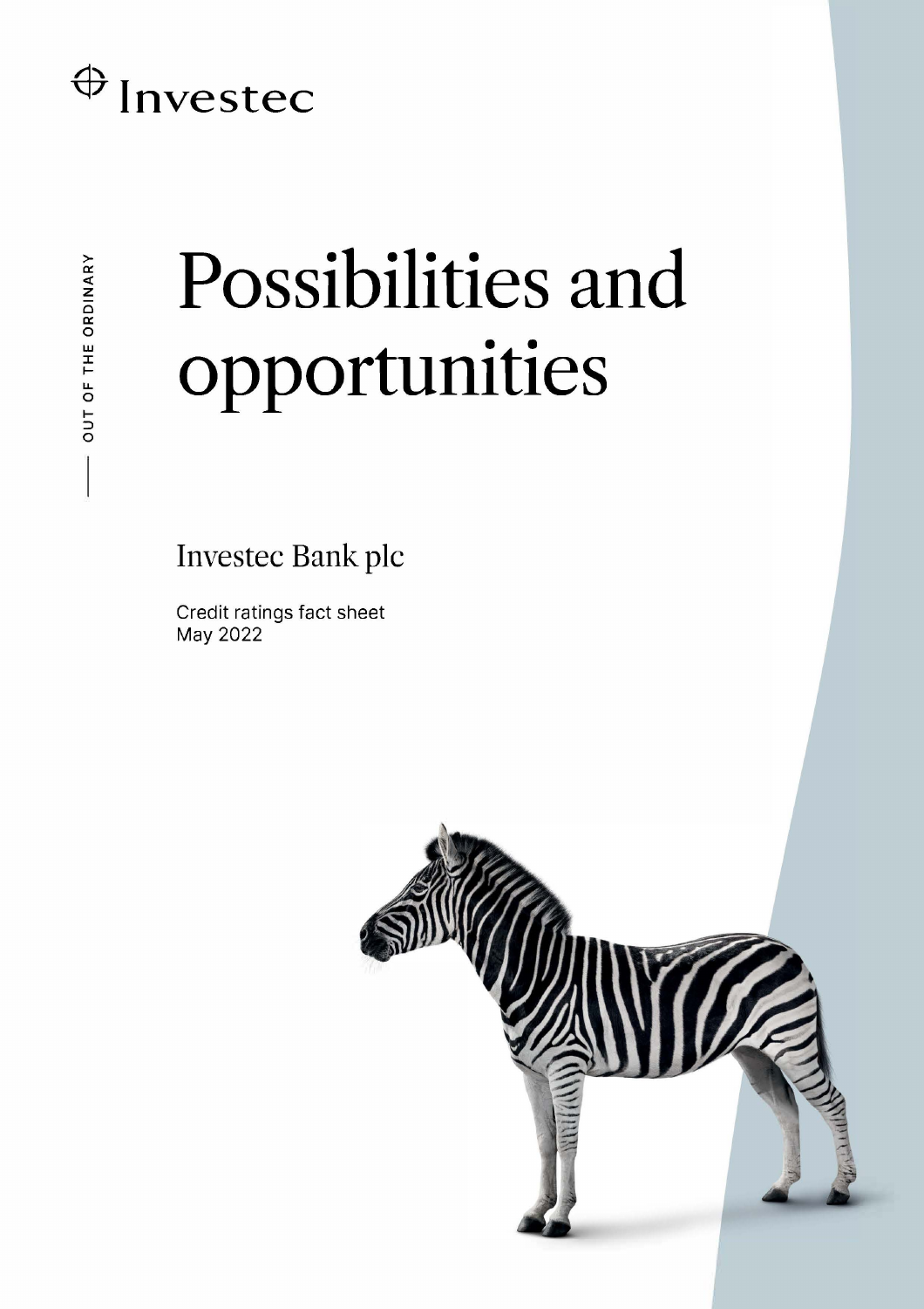Investec

OUT OF THE ORDINARY

# Possibilities and opportunities

## Investec Bank plc

Credit ratings fact sheet
May 2022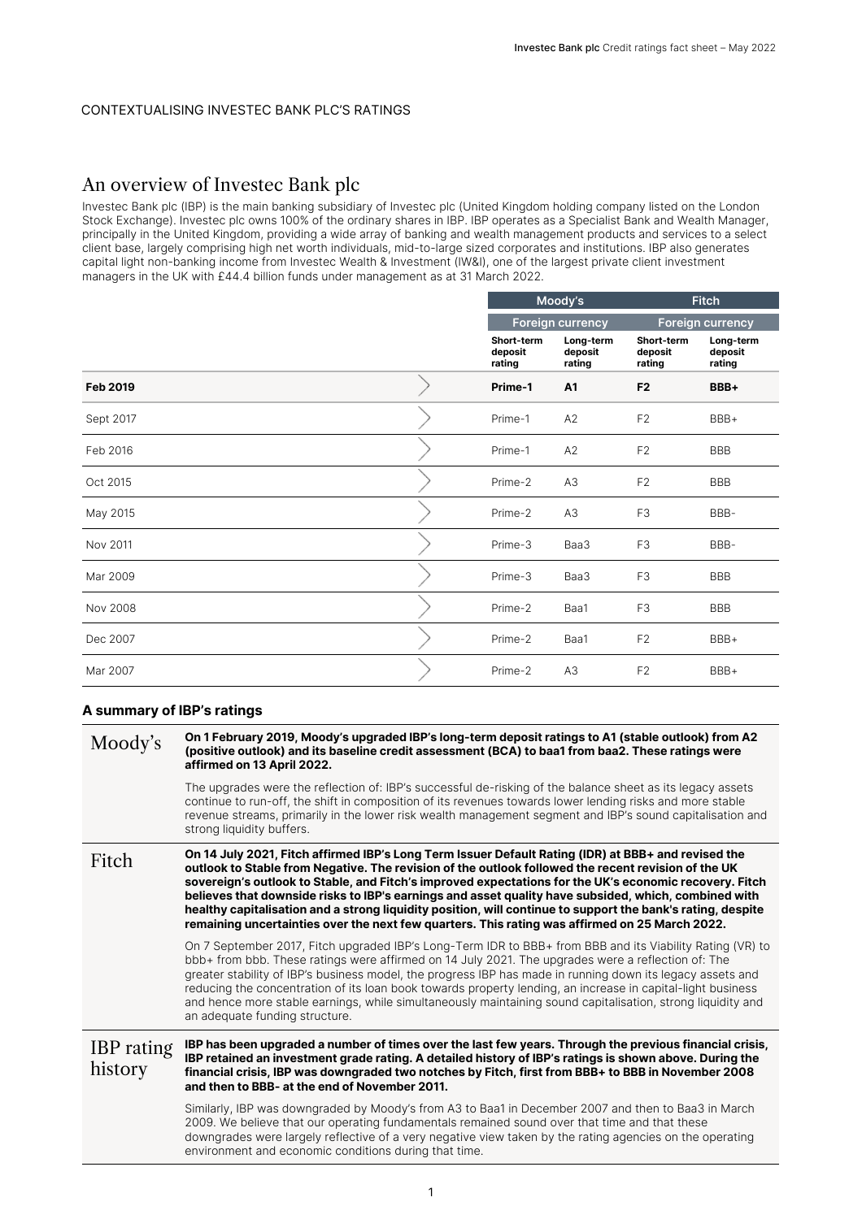CONTEXTUALISING INVESTEC BANK PLC'S RATINGS

# An overview of Investec Bank plc

Investec Bank plc (IBP) is the main banking subsidiary of Investec plc (United Kingdom holding company listed on the London Stock Exchange). Investec plc owns 100% of the ordinary shares in IBP. IBP operates as a Specialist Bank and Wealth Manager, principally in the United Kingdom, providing a wide array of banking and wealth management products and services to a select client base, largely comprising high net worth individuals, mid-to-large sized corporates and institutions. IBP also generates capital light non-banking income from Investec Wealth & Investment (IW&I), one of the largest private client investment managers in the UK with £44.4 billion funds under management as at 31 March 2022.

| | Moody's | | Fitch | |
|---|---|---|---|---|
| | Foreign currency | | Foreign currency | |
| | Short-term deposit rating | Long-term deposit rating | Short-term deposit rating | Long-term deposit rating |
| **Feb 2019** | **Prime-1** | **A1** | **F2** | **BBB+** |
| Sept 2017 | Prime-1 | A2 | F2 | BBB+ |
| Feb 2016 | Prime-1 | A2 | F2 | BBB |
| Oct 2015 | Prime-2 | A3 | F2 | BBB |
| May 2015 | Prime-2 | A3 | F3 | BBB- |
| Nov 2011 | Prime-3 | Baa3 | F3 | BBB- |
| Mar 2009 | Prime-3 | Baa3 | F3 | BBB |
| Nov 2008 | Prime-2 | Baa1 | F3 | BBB |
| Dec 2007 | Prime-2 | Baa1 | F2 | BBB+ |
| Mar 2007 | Prime-2 | A3 | F2 | BBB+ |

### A summary of IBP's ratings

**Moody's**

**On 1 February 2019, Moody's upgraded IBP's long-term deposit ratings to A1 (stable outlook) from A2 (positive outlook) and its baseline credit assessment (BCA) to baa1 from baa2. These ratings were affirmed on 13 April 2022.**

The upgrades were the reflection of: IBP's successful de-risking of the balance sheet as its legacy assets continue to run-off, the shift in composition of its revenues towards lower lending risks and more stable revenue streams, primarily in the lower risk wealth management segment and IBP's sound capitalisation and strong liquidity buffers.

**Fitch**

**On 14 July 2021, Fitch affirmed IBP's Long Term Issuer Default Rating (IDR) at BBB+ and revised the outlook to Stable from Negative. The revision of the outlook followed the recent revision of the UK sovereign's outlook to Stable, and Fitch's improved expectations for the UK's economic recovery. Fitch believes that downside risks to IBP's earnings and asset quality have subsided, which, combined with healthy capitalisation and a strong liquidity position, will continue to support the bank's rating, despite remaining uncertainties over the next few quarters. This rating was affirmed on 25 March 2022.**

On 7 September 2017, Fitch upgraded IBP's Long-Term IDR to BBB+ from BBB and its Viability Rating (VR) to bbb+ from bbb. These ratings were affirmed on 14 July 2021. The upgrades were a reflection of: The greater stability of IBP's business model, the progress IBP has made in running down its legacy assets and reducing the concentration of its loan book towards property lending, an increase in capital-light business and hence more stable earnings, while simultaneously maintaining sound capitalisation, strong liquidity and an adequate funding structure.

**IBP rating history**

**IBP has been upgraded a number of times over the last few years. Through the previous financial crisis, IBP retained an investment grade rating. A detailed history of IBP's ratings is shown above. During the financial crisis, IBP was downgraded two notches by Fitch, first from BBB+ to BBB in November 2008 and then to BBB- at the end of November 2011.**

Similarly, IBP was downgraded by Moody's from A3 to Baa1 in December 2007 and then to Baa3 in March 2009. We believe that our operating fundamentals remained sound over that time and that these downgrades were largely reflective of a very negative view taken by the rating agencies on the operating environment and economic conditions during that time.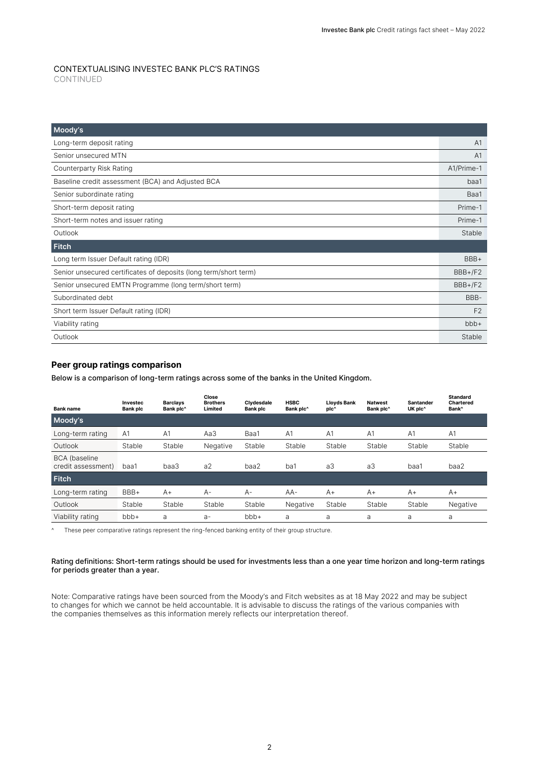CONTEXTUALISING INVESTEC BANK PLC'S RATINGS
CONTINUED

| Moody's | |
|---|---|
| Long-term deposit rating | A1 |
| Senior unsecured MTN | A1 |
| Counterparty Risk Rating | A1/Prime-1 |
| Baseline credit assessment (BCA) and Adjusted BCA | baa1 |
| Senior subordinate rating | Baa1 |
| Short-term deposit rating | Prime-1 |
| Short-term notes and issuer rating | Prime-1 |
| Outlook | Stable |
| **Fitch** | |
| Long term Issuer Default rating (IDR) | BBB+ |
| Senior unsecured certificates of deposits (long term/short term) | BBB+/F2 |
| Senior unsecured EMTN Programme (long term/short term) | BBB+/F2 |
| Subordinated debt | BBB- |
| Short term Issuer Default rating (IDR) | F2 |
| Viability rating | bbb+ |
| Outlook | Stable |

## Peer group ratings comparison

Below is a comparison of long-term ratings across some of the banks in the United Kingdom.

| Bank name | Investec Bank plc | Barclays Bank plc^ | Close Brothers Limited | Clydesdale Bank plc | HSBC Bank plc^ | Lloyds Bank plc^ | Natwest Bank plc^ | Santander UK plc^ | Standard Chartered Bank^ |
|---|---|---|---|---|---|---|---|---|---|
| **Moody's** | | | | | | | | | |
| Long-term rating | A1 | A1 | Aa3 | Baa1 | A1 | A1 | A1 | A1 | A1 |
| Outlook | Stable | Stable | Negative | Stable | Stable | Stable | Stable | Stable | Stable |
| BCA (baseline credit assessment) | baa1 | baa3 | a2 | baa2 | ba1 | a3 | a3 | baa1 | baa2 |
| **Fitch** | | | | | | | | | |
| Long-term rating | BBB+ | A+ | A- | A- | AA- | A+ | A+ | A+ | A+ |
| Outlook | Stable | Stable | Stable | Stable | Negative | Stable | Stable | Stable | Negative |
| Viability rating | bbb+ | a | a- | bbb+ | a | a | a | a | a |

^ These peer comparative ratings represent the ring-fenced banking entity of their group structure.

**Rating definitions: Short-term ratings should be used for investments less than a one year time horizon and long-term ratings for periods greater than a year.**

Note: Comparative ratings have been sourced from the Moody's and Fitch websites as at 18 May 2022 and may be subject to changes for which we cannot be held accountable. It is advisable to discuss the ratings of the various companies with the companies themselves as this information merely reflects our interpretation thereof.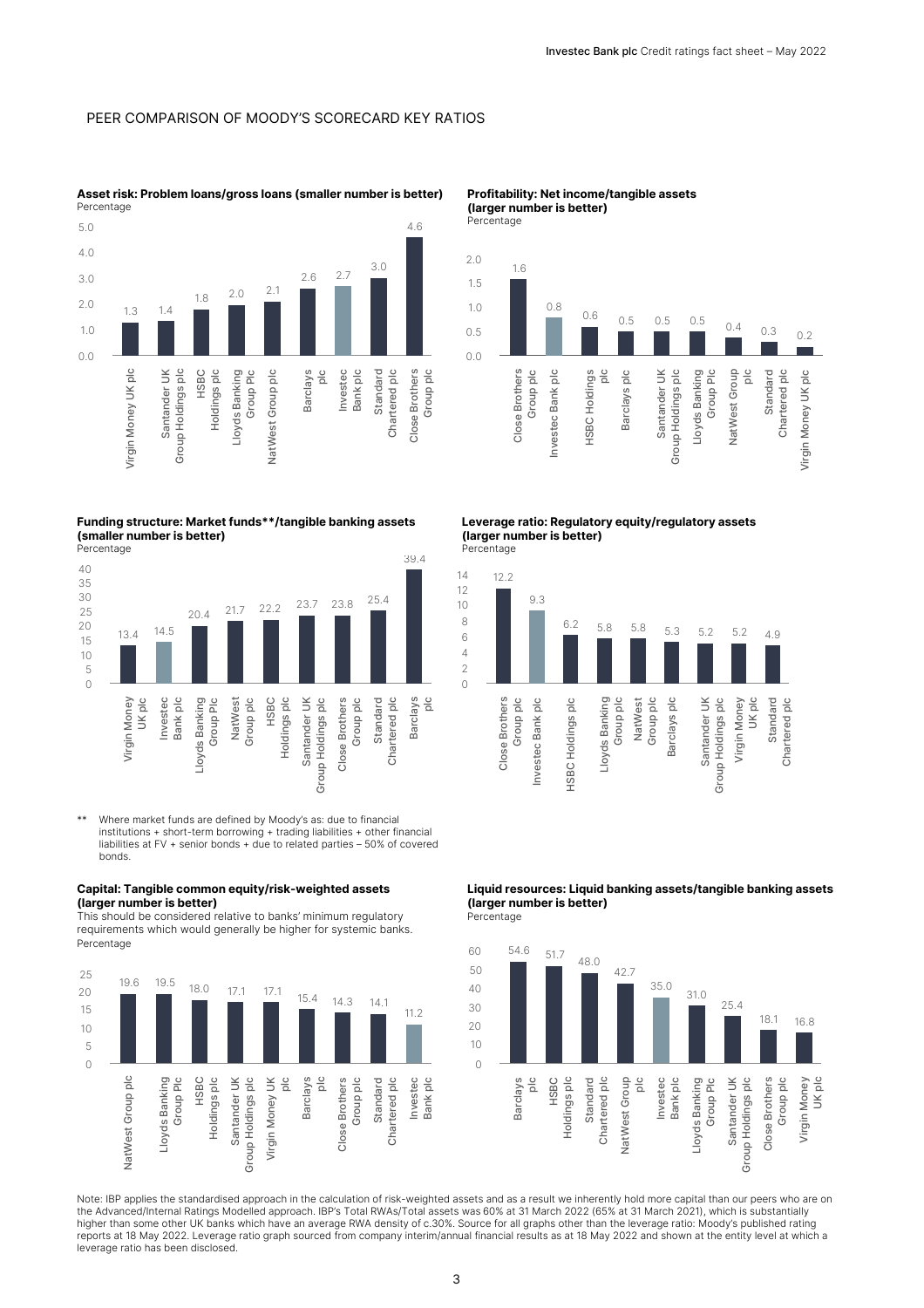## PEER COMPARISON OF MOODY'S SCORECARD KEY RATIOS

**Asset risk: Problem loans/gross loans (smaller number is better)**
Percentage

| Bank | % |
|---|---|
| Virgin Money UK plc | 1.3 |
| Santander UK Group Holdings plc | 1.4 |
| HSBC Holdings plc | 1.8 |
| Lloyds Banking Group Plc | 2.0 |
| NatWest Group plc | 2.1 |
| Barclays plc | 2.6 |
| Investec Bank plc | 2.7 |
| Standard Chartered plc | 3.0 |
| Close Brothers Group plc | 4.6 |

**Profitability: Net income/tangible assets (larger number is better)**
Percentage

| Bank | % |
|---|---|
| Close Brothers Group plc | 1.6 |
| Investec Bank plc | 0.8 |
| HSBC Holdings plc | 0.6 |
| Barclays plc | 0.5 |
| Santander UK Group Holdings plc | 0.5 |
| Lloyds Banking Group Plc | 0.5 |
| NatWest Group plc | 0.4 |
| Standard Chartered plc | 0.3 |
| Virgin Money UK plc | 0.2 |

**Funding structure: Market funds**/tangible banking assets (smaller number is better)**
Percentage

| Bank | % |
|---|---|
| Virgin Money UK plc | 13.4 |
| Investec Bank plc | 14.5 |
| Lloyds Banking Group Plc | 20.4 |
| NatWest Group plc | 21.7 |
| HSBC Holdings plc | 22.2 |
| Santander UK Group Holdings plc | 23.7 |
| Close Brothers Group plc | 23.8 |
| Standard Chartered plc | 25.4 |
| Barclays plc | 39.4 |

** Where market funds are defined by Moody's as: due to financial institutions + short-term borrowing + trading liabilities + other financial liabilities at FV + senior bonds + due to related parties – 50% of covered bonds.

**Leverage ratio: Regulatory equity/regulatory assets (larger number is better)**
Percentage

| Bank | % |
|---|---|
| Close Brothers Group plc | 12.2 |
| Investec Bank plc | 9.3 |
| HSBC Holdings plc | 6.2 |
| Lloyds Banking Group plc | 5.8 |
| NatWest Group plc | 5.8 |
| Barclays plc | 5.3 |
| Santander UK Group Holdings plc | 5.2 |
| Virgin Money UK plc | 5.2 |
| Standard Chartered plc | 4.9 |

**Capital: Tangible common equity/risk-weighted assets (larger number is better)**
This should be considered relative to banks' minimum regulatory requirements which would generally be higher for systemic banks.
Percentage

| Bank | % |
|---|---|
| NatWest Group plc | 19.6 |
| Lloyds Banking Group Plc | 19.5 |
| HSBC Holdings plc | 18.0 |
| Santander UK Group Holdings plc | 17.1 |
| Virgin Money UK plc | 17.1 |
| Barclays plc | 15.4 |
| Close Brothers Group plc | 14.3 |
| Standard Chartered plc | 14.1 |
| Investec Bank plc | 11.2 |

**Liquid resources: Liquid banking assets/tangible banking assets (larger number is better)**
Percentage

| Bank | % |
|---|---|
| Barclays plc | 54.6 |
| HSBC Holdings plc | 51.7 |
| Standard Chartered plc | 48.0 |
| NatWest Group plc | 42.7 |
| Investec Bank plc | 35.0 |
| Lloyds Banking Group Plc | 31.0 |
| Santander UK Group Holdings plc | 25.4 |
| Close Brothers Group plc | 18.1 |
| Virgin Money UK plc | 16.8 |

Note: IBP applies the standardised approach in the calculation of risk-weighted assets and as a result we inherently hold more capital than our peers who are on the Advanced/Internal Ratings Modelled approach. IBP's Total RWAs/Total assets was 60% at 31 March 2022 (65% at 31 March 2021), which is substantially higher than some other UK banks which have an average RWA density of c.30%. Source for all graphs other than the leverage ratio: Moody's published rating reports at 18 May 2022. Leverage ratio graph sourced from company interim/annual financial results as at 18 May 2022 and shown at the entity level at which a leverage ratio has been disclosed.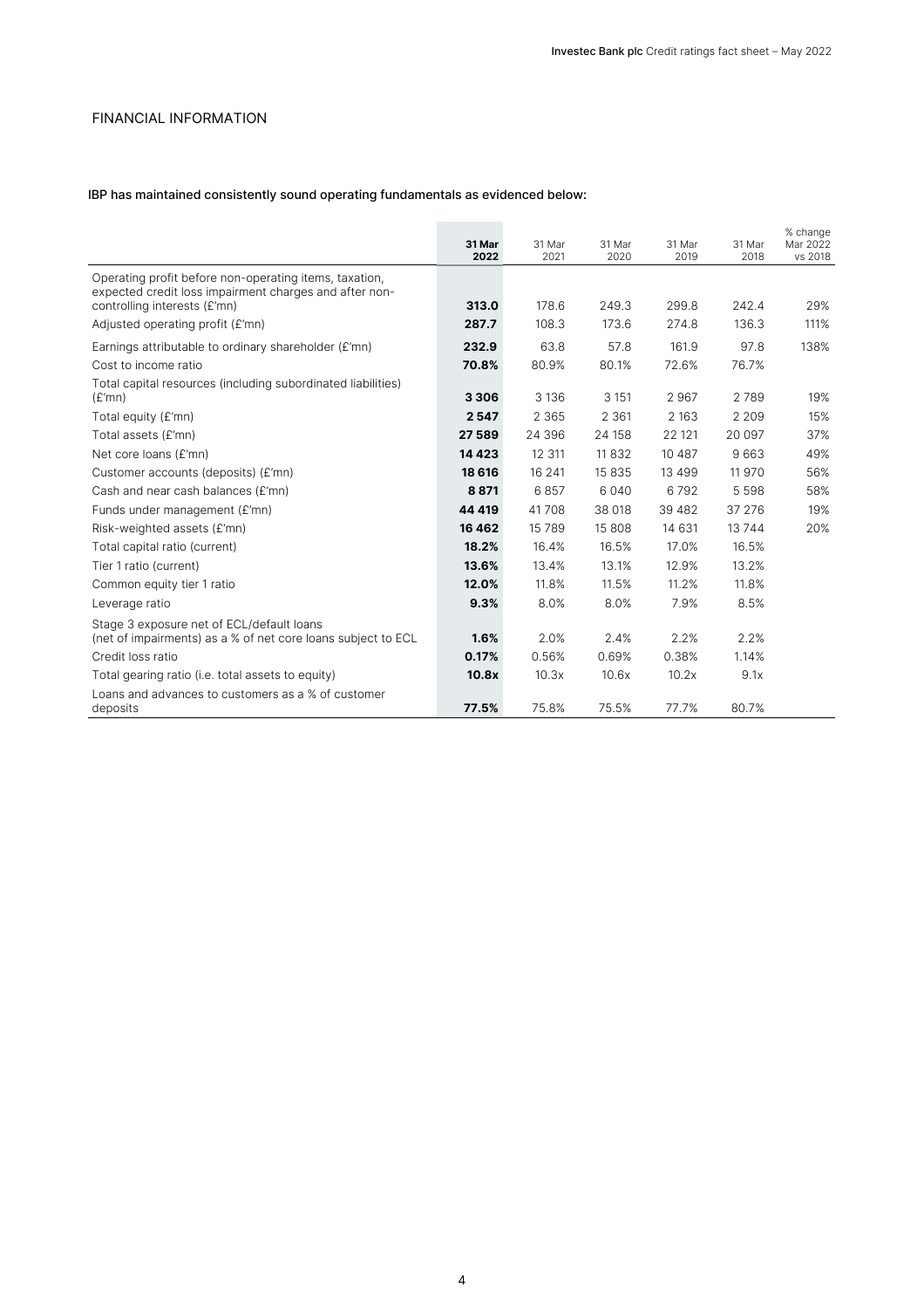## FINANCIAL INFORMATION

**IBP has maintained consistently sound operating fundamentals as evidenced below:**

| | **31 Mar 2022** | 31 Mar 2021 | 31 Mar 2020 | 31 Mar 2019 | 31 Mar 2018 | % change Mar 2022 vs 2018 |
|---|---|---|---|---|---|---|
| Operating profit before non-operating items, taxation, expected credit loss impairment charges and after non-controlling interests (£'mn) | **313.0** | 178.6 | 249.3 | 299.8 | 242.4 | 29% |
| Adjusted operating profit (£'mn) | **287.7** | 108.3 | 173.6 | 274.8 | 136.3 | 111% |
| Earnings attributable to ordinary shareholder (£'mn) | **232.9** | 63.8 | 57.8 | 161.9 | 97.8 | 138% |
| Cost to income ratio | **70.8%** | 80.9% | 80.1% | 72.6% | 76.7% | |
| Total capital resources (including subordinated liabilities) (£'mn) | **3 306** | 3 136 | 3 151 | 2 967 | 2 789 | 19% |
| Total equity (£'mn) | **2 547** | 2 365 | 2 361 | 2 163 | 2 209 | 15% |
| Total assets (£'mn) | **27 589** | 24 396 | 24 158 | 22 121 | 20 097 | 37% |
| Net core loans (£'mn) | **14 423** | 12 311 | 11 832 | 10 487 | 9 663 | 49% |
| Customer accounts (deposits) (£'mn) | **18 616** | 16 241 | 15 835 | 13 499 | 11 970 | 56% |
| Cash and near cash balances (£'mn) | **8 871** | 6 857 | 6 040 | 6 792 | 5 598 | 58% |
| Funds under management (£'mn) | **44 419** | 41 708 | 38 018 | 39 482 | 37 276 | 19% |
| Risk-weighted assets (£'mn) | **16 462** | 15 789 | 15 808 | 14 631 | 13 744 | 20% |
| Total capital ratio (current) | **18.2%** | 16.4% | 16.5% | 17.0% | 16.5% | |
| Tier 1 ratio (current) | **13.6%** | 13.4% | 13.1% | 12.9% | 13.2% | |
| Common equity tier 1 ratio | **12.0%** | 11.8% | 11.5% | 11.2% | 11.8% | |
| Leverage ratio | **9.3%** | 8.0% | 8.0% | 7.9% | 8.5% | |
| Stage 3 exposure net of ECL/default loans (net of impairments) as a % of net core loans subject to ECL | **1.6%** | 2.0% | 2.4% | 2.2% | 2.2% | |
| Credit loss ratio | **0.17%** | 0.56% | 0.69% | 0.38% | 1.14% | |
| Total gearing ratio (i.e. total assets to equity) | **10.8x** | 10.3x | 10.6x | 10.2x | 9.1x | |
| Loans and advances to customers as a % of customer deposits | **77.5%** | 75.8% | 75.5% | 77.7% | 80.7% | |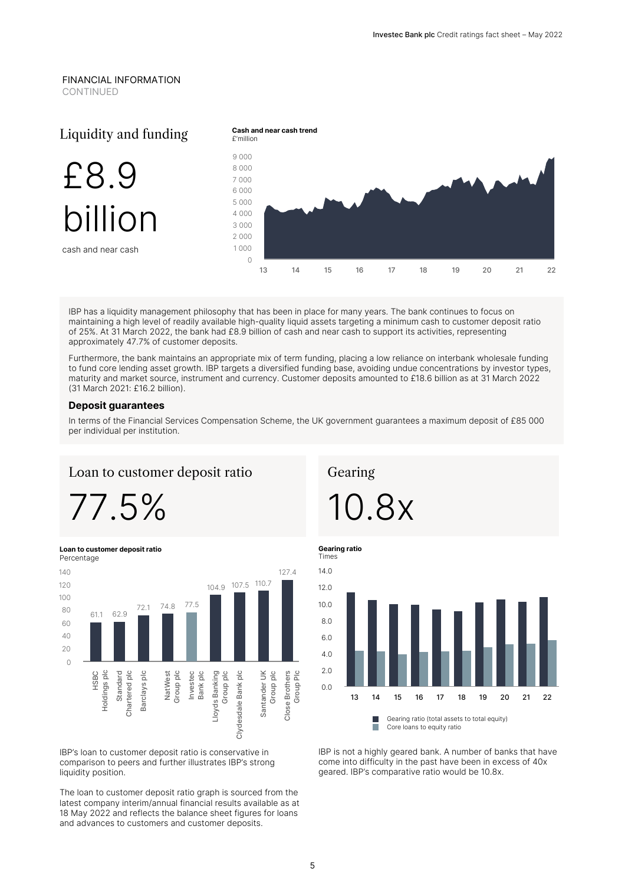FINANCIAL INFORMATION
CONTINUED

## Liquidity and funding

£8.9 billion

cash and near cash

**Cash and near cash trend**
£'million

IBP has a liquidity management philosophy that has been in place for many years. The bank continues to focus on maintaining a high level of readily available high-quality liquid assets targeting a minimum cash to customer deposit ratio of 25%. At 31 March 2022, the bank had £8.9 billion of cash and near cash to support its activities, representing approximately 47.7% of customer deposits.

Furthermore, the bank maintains an appropriate mix of term funding, placing a low reliance on interbank wholesale funding to fund core lending asset growth. IBP targets a diversified funding base, avoiding undue concentrations by investor types, maturity and market source, instrument and currency. Customer deposits amounted to £18.6 billion as at 31 March 2022 (31 March 2021: £16.2 billion).

### Deposit guarantees

In terms of the Financial Services Compensation Scheme, the UK government guarantees a maximum deposit of £85 000 per individual per institution.

## Loan to customer deposit ratio

77.5%

**Loan to customer deposit ratio**
Percentage

| Bank | Ratio (%) |
|---|---|
| HSBC Holdings plc | 61.1 |
| Standard Chartered plc | 62.9 |
| Barclays plc | 72.1 |
| NatWest Group plc | 74.8 |
| Investec Bank plc | 77.5 |
| Lloyds Banking Group plc | 104.9 |
| Clydesdale Bank plc | 107.5 |
| Santander UK Group plc | 110.7 |
| Close Brothers Group Plc | 127.4 |

IBP's loan to customer deposit ratio is conservative in comparison to peers and further illustrates IBP's strong liquidity position.

The loan to customer deposit ratio graph is sourced from the latest company interim/annual financial results available as at 18 May 2022 and reflects the balance sheet figures for loans and advances to customers and customer deposits.

## Gearing

10.8x

**Gearing ratio**
Times

- Gearing ratio (total assets to total equity)
- Core loans to equity ratio

IBP is not a highly geared bank. A number of banks that have come into difficulty in the past have been in excess of 40x geared. IBP's comparative ratio would be 10.8x.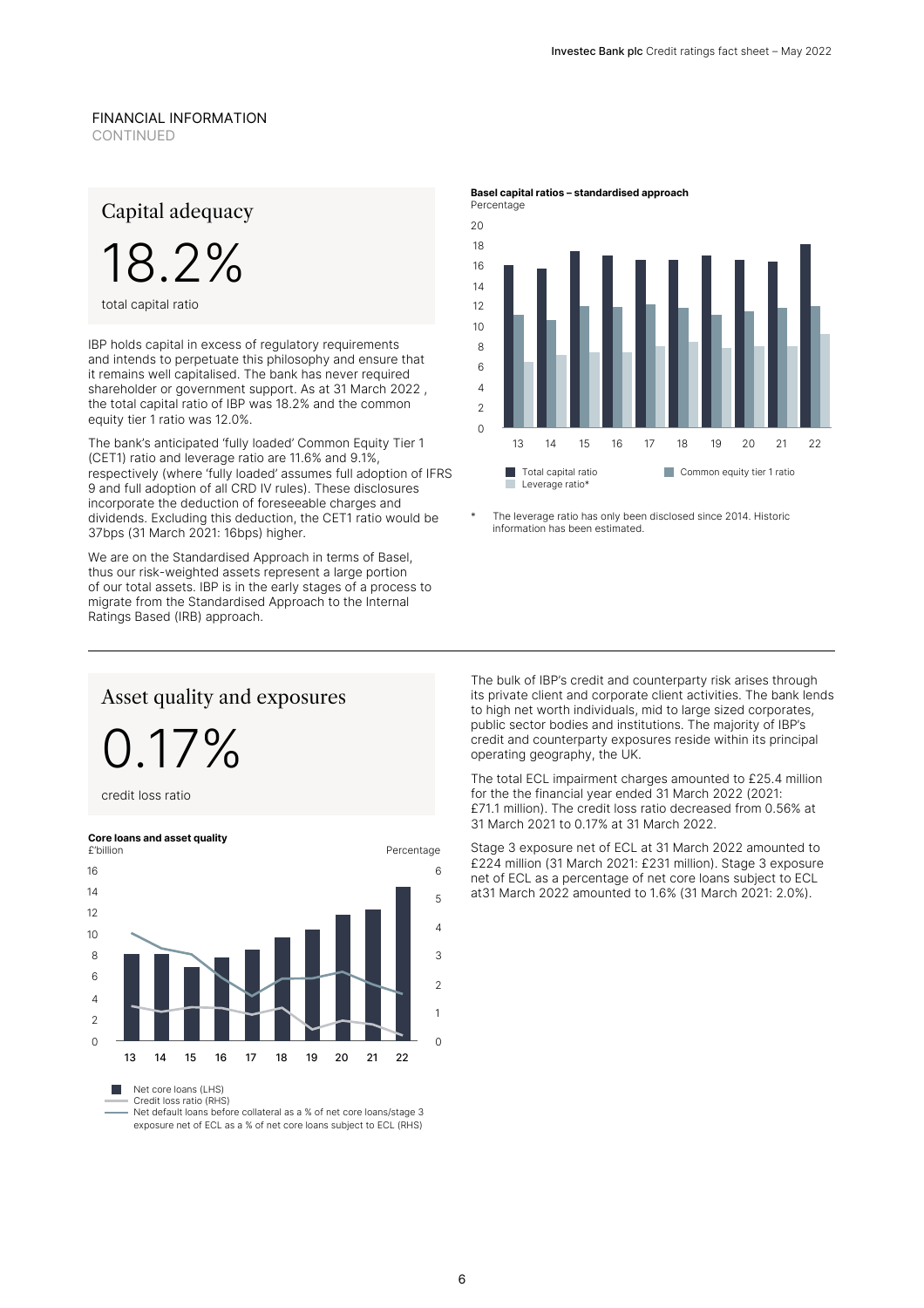## FINANCIAL INFORMATION
CONTINUED

### Capital adequacy

# 18.2%

total capital ratio

IBP holds capital in excess of regulatory requirements and intends to perpetuate this philosophy and ensure that it remains well capitalised. The bank has never required shareholder or government support. As at 31 March 2022 , the total capital ratio of IBP was 18.2% and the common equity tier 1 ratio was 12.0%.

The bank's anticipated 'fully loaded' Common Equity Tier 1 (CET1) ratio and leverage ratio are 11.6% and 9.1%, respectively (where 'fully loaded' assumes full adoption of IFRS 9 and full adoption of all CRD IV rules). These disclosures incorporate the deduction of foreseeable charges and dividends. Excluding this deduction, the CET1 ratio would be 37bps (31 March 2021: 16bps) higher.

We are on the Standardised Approach in terms of Basel, thus our risk-weighted assets represent a large portion of our total assets. IBP is in the early stages of a process to migrate from the Standardised Approach to the Internal Ratings Based (IRB) approach.

**Basel capital ratios – standardised approach**
Percentage

Total capital ratio | Common equity tier 1 ratio | Leverage ratio*

* The leverage ratio has only been disclosed since 2014. Historic information has been estimated.

### Asset quality and exposures

# 0.17%

credit loss ratio

**Core loans and asset quality**
£'billion | Percentage

Net core loans (LHS)
Credit loss ratio (RHS)
Net default loans before collateral as a % of net core loans/stage 3 exposure net of ECL as a % of net core loans subject to ECL (RHS)

The bulk of IBP's credit and counterparty risk arises through its private client and corporate client activities. The bank lends to high net worth individuals, mid to large sized corporates, public sector bodies and institutions. The majority of IBP's credit and counterparty exposures reside within its principal operating geography, the UK.

The total ECL impairment charges amounted to £25.4 million for the the financial year ended 31 March 2022 (2021: £71.1 million). The credit loss ratio decreased from 0.56% at 31 March 2021 to 0.17% at 31 March 2022.

Stage 3 exposure net of ECL at 31 March 2022 amounted to £224 million (31 March 2021: £231 million). Stage 3 exposure net of ECL as a percentage of net core loans subject to ECL at31 March 2022 amounted to 1.6% (31 March 2021: 2.0%).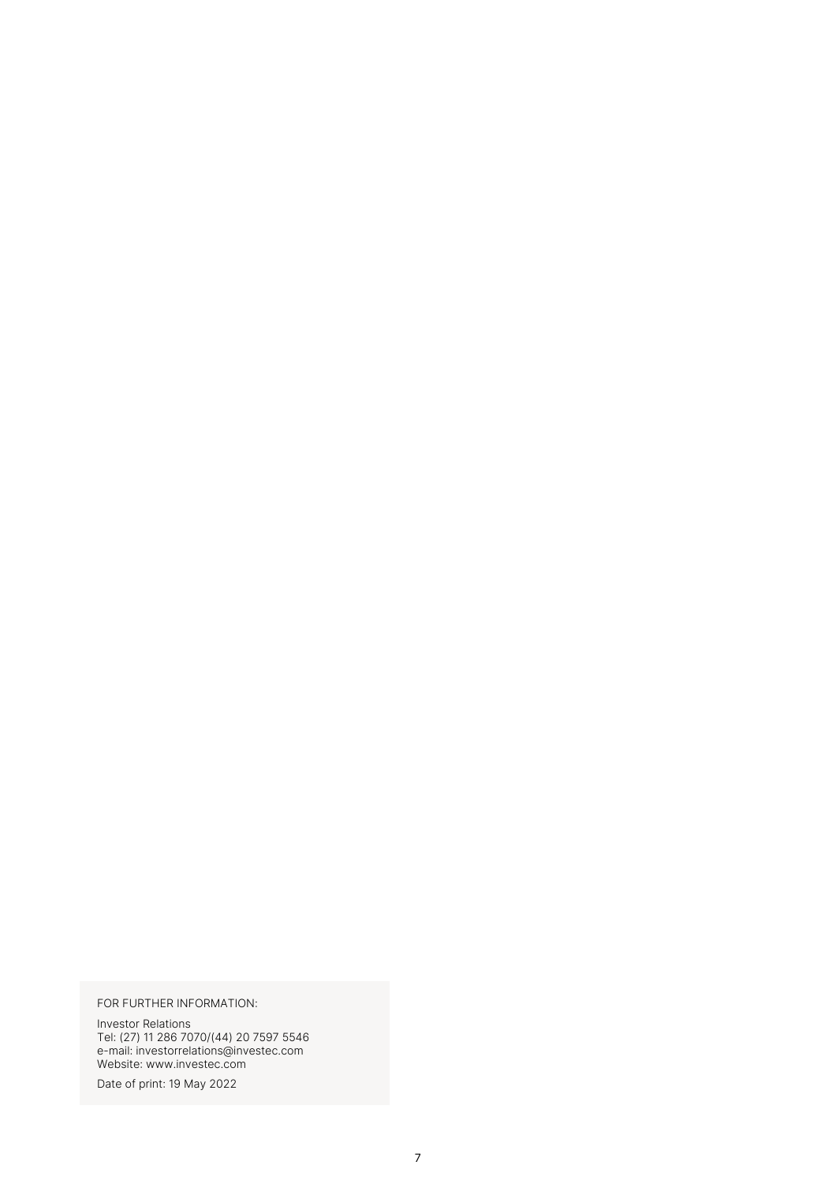FOR FURTHER INFORMATION:

Investor Relations
Tel: (27) 11 286 7070/(44) 20 7597 5546
e-mail: investorrelations@investec.com
Website: www.investec.com

Date of print: 19 May 2022